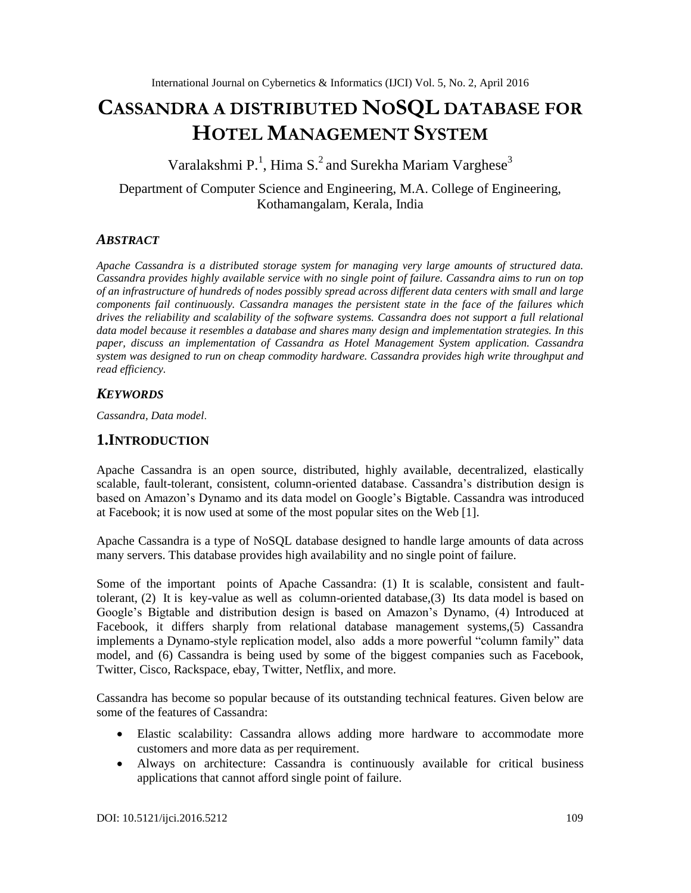# CASSANDRA A DISTRIBUTED NOSQL DATABASE FOR HOTEL MANAGEMENT SYSTEM

Varalakshmi P.[1], Hima S.[2] and Surekha Mariam Varghese[3]

Department of Computer Science and Engineering, M.A. College of Engineering, Kothamangalam, Kerala, India

## *ABSTRACT*

*Apache Cassandra is a distributed storage system for managing very large amounts of structured data. Cassandra provides highly available service with no single point of failure. Cassandra aims to run on top of an infrastructure of hundreds of nodes possibly spread across different data centers with small and large components fail continuously. Cassandra manages the persistent state in the face of the failures which drives the reliability and scalability of the software systems. Cassandra does not support a full relational data model because it resembles a database and shares many design and implementation strategies. In this paper, discuss an implementation of Cassandra as Hotel Management System application. Cassandra system was designed to run on cheap commodity hardware. Cassandra provides high write throughput and read efficiency.*

## *KEYWORDS*

*Cassandra, Data model.*

## 1.INTRODUCTION

Apache Cassandra is an open source, distributed, highly available, decentralized, elastically scalable, fault-tolerant, consistent, column-oriented database. Cassandra's distribution design is based on Amazon's Dynamo and its data model on Google's Bigtable. Cassandra was introduced at Facebook; it is now used at some of the most popular sites on the Web [1].

Apache Cassandra is a type of NoSQL database designed to handle large amounts of data across many servers. This database provides high availability and no single point of failure.

Some of the important points of Apache Cassandra: (1) It is scalable, consistent and fault-tolerant, (2) It is key-value as well as column-oriented database,(3) Its data model is based on Google's Bigtable and distribution design is based on Amazon's Dynamo, (4) Introduced at Facebook, it differs sharply from relational database management systems,(5) Cassandra implements a Dynamo-style replication model, also adds a more powerful "column family" data model, and (6) Cassandra is being used by some of the biggest companies such as Facebook, Twitter, Cisco, Rackspace, ebay, Twitter, Netflix, and more.

Cassandra has become so popular because of its outstanding technical features. Given below are some of the features of Cassandra:

- Elastic scalability: Cassandra allows adding more hardware to accommodate more customers and more data as per requirement.
- Always on architecture: Cassandra is continuously available for critical business applications that cannot afford single point of failure.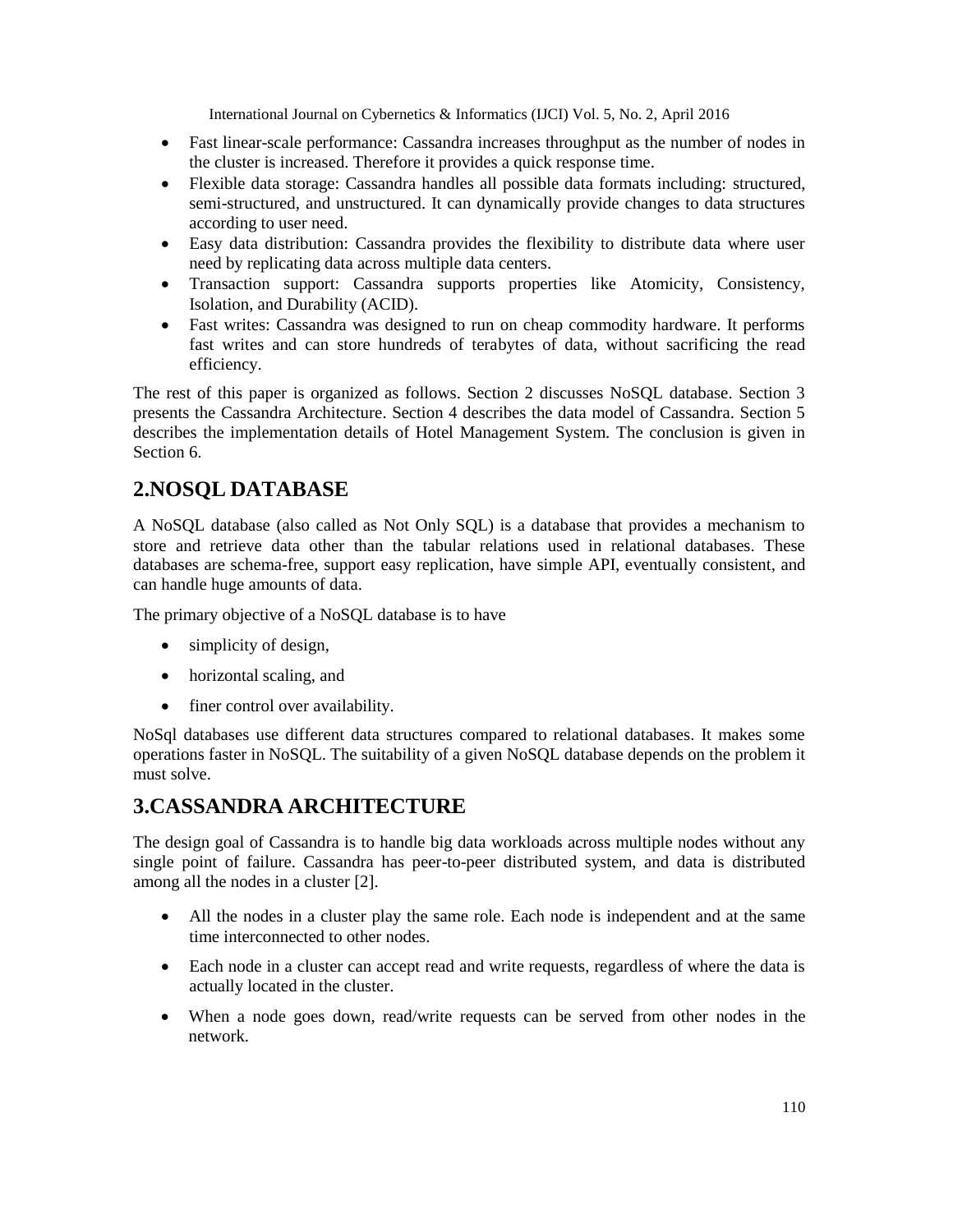- Fast linear-scale performance: Cassandra increases throughput as the number of nodes in the cluster is increased. Therefore it provides a quick response time.
- Flexible data storage: Cassandra handles all possible data formats including: structured, semi-structured, and unstructured. It can dynamically provide changes to data structures according to user need.
- Easy data distribution: Cassandra provides the flexibility to distribute data where user need by replicating data across multiple data centers.
- Transaction support: Cassandra supports properties like Atomicity, Consistency, Isolation, and Durability (ACID).
- Fast writes: Cassandra was designed to run on cheap commodity hardware. It performs fast writes and can store hundreds of terabytes of data, without sacrificing the read efficiency.

The rest of this paper is organized as follows. Section 2 discusses NoSQL database. Section 3 presents the Cassandra Architecture. Section 4 describes the data model of Cassandra. Section 5 describes the implementation details of Hotel Management System. The conclusion is given in Section 6.

## 2.NOSQL DATABASE

A NoSQL database (also called as Not Only SQL) is a database that provides a mechanism to store and retrieve data other than the tabular relations used in relational databases. These databases are schema-free, support easy replication, have simple API, eventually consistent, and can handle huge amounts of data.

The primary objective of a NoSQL database is to have

- simplicity of design,
- horizontal scaling, and
- finer control over availability.

NoSql databases use different data structures compared to relational databases. It makes some operations faster in NoSQL. The suitability of a given NoSQL database depends on the problem it must solve.

## 3.CASSANDRA ARCHITECTURE

The design goal of Cassandra is to handle big data workloads across multiple nodes without any single point of failure. Cassandra has peer-to-peer distributed system, and data is distributed among all the nodes in a cluster [2].

- All the nodes in a cluster play the same role. Each node is independent and at the same time interconnected to other nodes.
- Each node in a cluster can accept read and write requests, regardless of where the data is actually located in the cluster.
- When a node goes down, read/write requests can be served from other nodes in the network.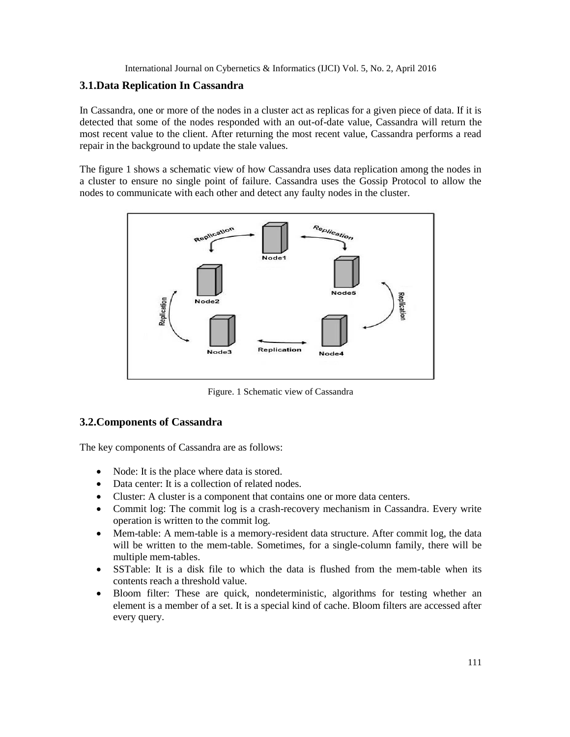## 3.1.Data Replication In Cassandra

In Cassandra, one or more of the nodes in a cluster act as replicas for a given piece of data. If it is detected that some of the nodes responded with an out-of-date value, Cassandra will return the most recent value to the client. After returning the most recent value, Cassandra performs a read repair in the background to update the stale values.

The figure 1 shows a schematic view of how Cassandra uses data replication among the nodes in a cluster to ensure no single point of failure. Cassandra uses the Gossip Protocol to allow the nodes to communicate with each other and detect any faulty nodes in the cluster.

Figure. 1 Schematic view of Cassandra

## 3.2.Components of Cassandra

The key components of Cassandra are as follows:

- Node: It is the place where data is stored.
- Data center: It is a collection of related nodes.
- Cluster: A cluster is a component that contains one or more data centers.
- Commit log: The commit log is a crash-recovery mechanism in Cassandra. Every write operation is written to the commit log.
- Mem-table: A mem-table is a memory-resident data structure. After commit log, the data will be written to the mem-table. Sometimes, for a single-column family, there will be multiple mem-tables.
- SSTable: It is a disk file to which the data is flushed from the mem-table when its contents reach a threshold value.
- Bloom filter: These are quick, nondeterministic, algorithms for testing whether an element is a member of a set. It is a special kind of cache. Bloom filters are accessed after every query.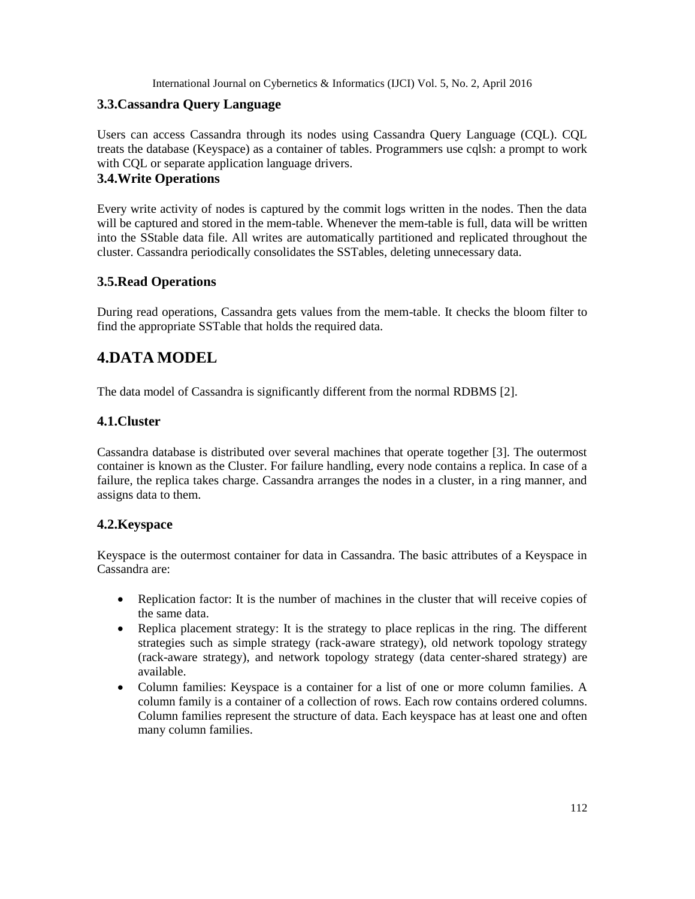### 3.3.Cassandra Query Language

Users can access Cassandra through its nodes using Cassandra Query Language (CQL). CQL treats the database (Keyspace) as a container of tables. Programmers use cqlsh: a prompt to work with CQL or separate application language drivers.

### 3.4.Write Operations

Every write activity of nodes is captured by the commit logs written in the nodes. Then the data will be captured and stored in the mem-table. Whenever the mem-table is full, data will be written into the SStable data file. All writes are automatically partitioned and replicated throughout the cluster. Cassandra periodically consolidates the SSTables, deleting unnecessary data.

### 3.5.Read Operations

During read operations, Cassandra gets values from the mem-table. It checks the bloom filter to find the appropriate SSTable that holds the required data.

## 4.DATA MODEL

The data model of Cassandra is significantly different from the normal RDBMS [2].

### 4.1.Cluster

Cassandra database is distributed over several machines that operate together [3]. The outermost container is known as the Cluster. For failure handling, every node contains a replica. In case of a failure, the replica takes charge. Cassandra arranges the nodes in a cluster, in a ring manner, and assigns data to them.

### 4.2.Keyspace

Keyspace is the outermost container for data in Cassandra. The basic attributes of a Keyspace in Cassandra are:

- Replication factor: It is the number of machines in the cluster that will receive copies of the same data.
- Replica placement strategy: It is the strategy to place replicas in the ring. The different strategies such as simple strategy (rack-aware strategy), old network topology strategy (rack-aware strategy), and network topology strategy (data center-shared strategy) are available.
- Column families: Keyspace is a container for a list of one or more column families. A column family is a container of a collection of rows. Each row contains ordered columns. Column families represent the structure of data. Each keyspace has at least one and often many column families.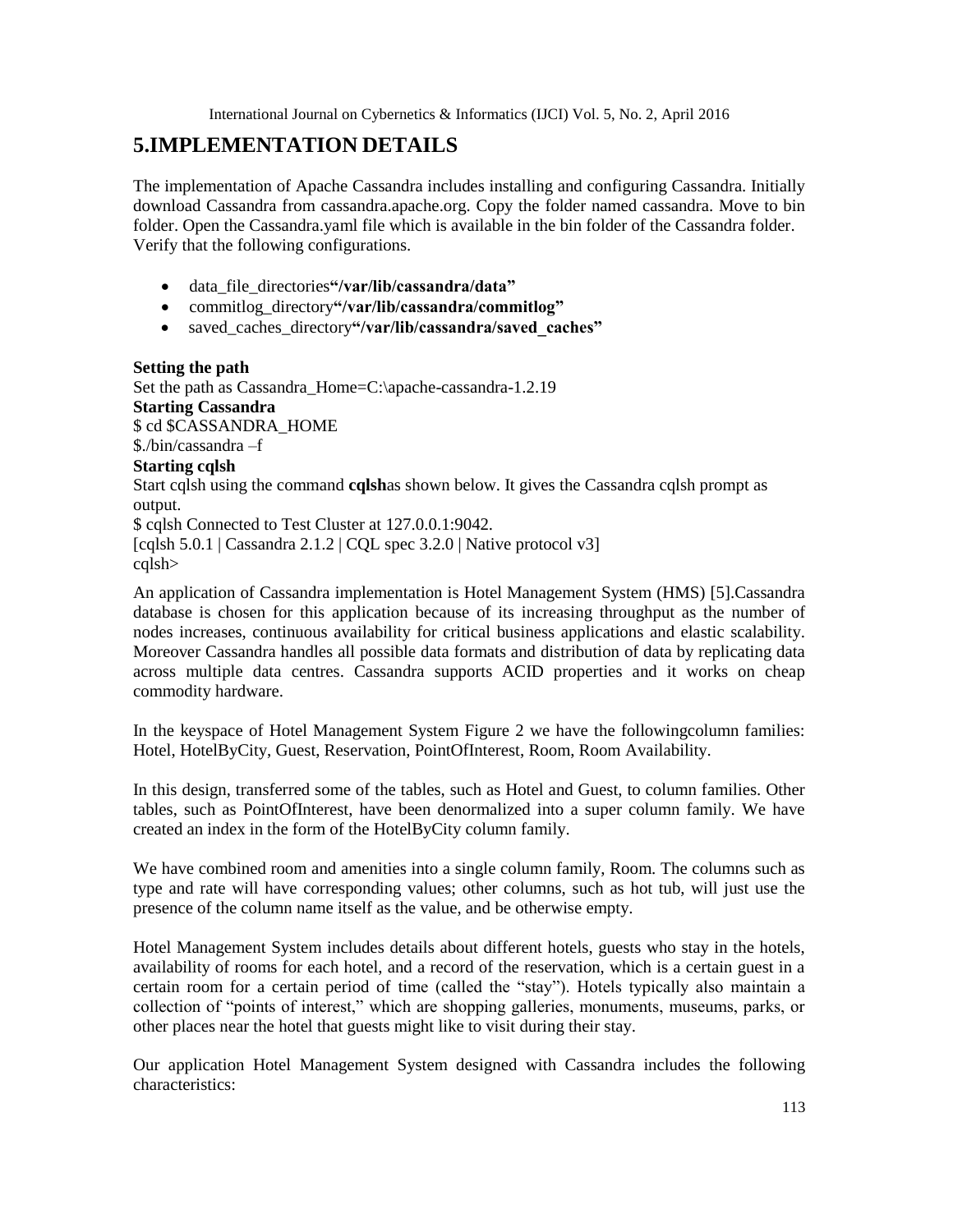## 5.IMPLEMENTATION DETAILS

The implementation of Apache Cassandra includes installing and configuring Cassandra. Initially download Cassandra from cassandra.apache.org. Copy the folder named cassandra. Move to bin folder. Open the Cassandra.yaml file which is available in the bin folder of the Cassandra folder. Verify that the following configurations.

- data_file_directories **"/var/lib/cassandra/data"**
- commitlog_directory **"/var/lib/cassandra/commitlog"**
- saved_caches_directory **"/var/lib/cassandra/saved_caches"**

**Setting the path**

Set the path as Cassandra_Home=C:\apache-cassandra-1.2.19

**Starting Cassandra**

$ cd $CASSANDRA_HOME

$./bin/cassandra –f

**Starting cqlsh**

Start cqlsh using the command **cqlsh**as shown below. It gives the Cassandra cqlsh prompt as output.

$ cqlsh Connected to Test Cluster at 127.0.0.1:9042.

[cqlsh 5.0.1 | Cassandra 2.1.2 | CQL spec 3.2.0 | Native protocol v3]

cqlsh>

An application of Cassandra implementation is Hotel Management System (HMS) [5].Cassandra database is chosen for this application because of its increasing throughput as the number of nodes increases, continuous availability for critical business applications and elastic scalability. Moreover Cassandra handles all possible data formats and distribution of data by replicating data across multiple data centres. Cassandra supports ACID properties and it works on cheap commodity hardware.

In the keyspace of Hotel Management System Figure 2 we have the followingcolumn families: Hotel, HotelByCity, Guest, Reservation, PointOfInterest, Room, Room Availability.

In this design, transferred some of the tables, such as Hotel and Guest, to column families. Other tables, such as PointOfInterest, have been denormalized into a super column family. We have created an index in the form of the HotelByCity column family.

We have combined room and amenities into a single column family, Room. The columns such as type and rate will have corresponding values; other columns, such as hot tub, will just use the presence of the column name itself as the value, and be otherwise empty.

Hotel Management System includes details about different hotels, guests who stay in the hotels, availability of rooms for each hotel, and a record of the reservation, which is a certain guest in a certain room for a certain period of time (called the "stay"). Hotels typically also maintain a collection of "points of interest," which are shopping galleries, monuments, museums, parks, or other places near the hotel that guests might like to visit during their stay.

Our application Hotel Management System designed with Cassandra includes the following characteristics: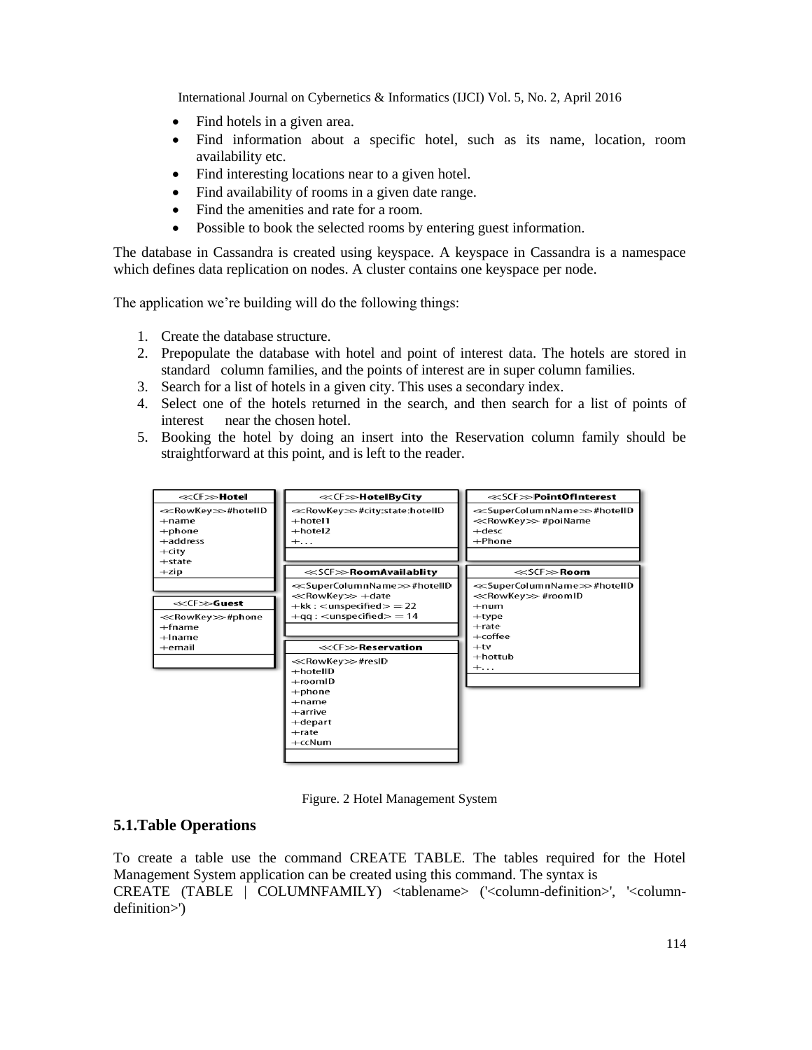- Find hotels in a given area.
- Find information about a specific hotel, such as its name, location, room availability etc.
- Find interesting locations near to a given hotel.
- Find availability of rooms in a given date range.
- Find the amenities and rate for a room.
- Possible to book the selected rooms by entering guest information.

The database in Cassandra is created using keyspace. A keyspace in Cassandra is a namespace which defines data replication on nodes. A cluster contains one keyspace per node.

The application we're building will do the following things:

1. Create the database structure.
2. Prepopulate the database with hotel and point of interest data. The hotels are stored in standard column families, and the points of interest are in super column families.
3. Search for a list of hotels in a given city. This uses a secondary index.
4. Select one of the hotels returned in the search, and then search for a list of points of interest near the chosen hotel.
5. Booking the hotel by doing an insert into the Reservation column family should be straightforward at this point, and is left to the reader.

| <<CF>>Hotel | <<CF>>HotelByCity | <<SCF>>PointOfInterest |
| --- | --- | --- |
| <<RowKey>>#hotelID<br>+name<br>+phone<br>+address<br>+city<br>+state<br>+zip | <<RowKey>>#city:state:hotelID<br>+hotel1<br>+hotel2<br>+... | <<SuperColumnName>>#hotelID<br><<RowKey>> #poiName<br>+desc<br>+Phone |

| <<CF>>Guest | <<SCF>>RoomAvailablity | <<SCF>>Room |
| --- | --- | --- |
| <<RowKey>>#phone<br>+fname<br>+lname<br>+email | <<SuperColumnName>>#hotelID<br><<RowKey>> +date<br>+kk : <unspecified> = 22<br>+qq : <unspecified> = 14 | <<SuperColumnName>>#hotelID<br><<RowKey>> #roomID<br>+num<br>+type<br>+rate<br>+coffee<br>+tv<br>+hottub<br>+... |

| <<CF>>Reservation |
| --- |
| <<RowKey>>#resID<br>+hotelID<br>+roomID<br>+phone<br>+name<br>+arrive<br>+depart<br>+rate<br>+ccNum |

Figure. 2 Hotel Management System

## 5.1.Table Operations

To create a table use the command CREATE TABLE. The tables required for the Hotel Management System application can be created using this command. The syntax is
CREATE (TABLE | COLUMNFAMILY) <tablename> ('<column-definition>', '<column-definition>')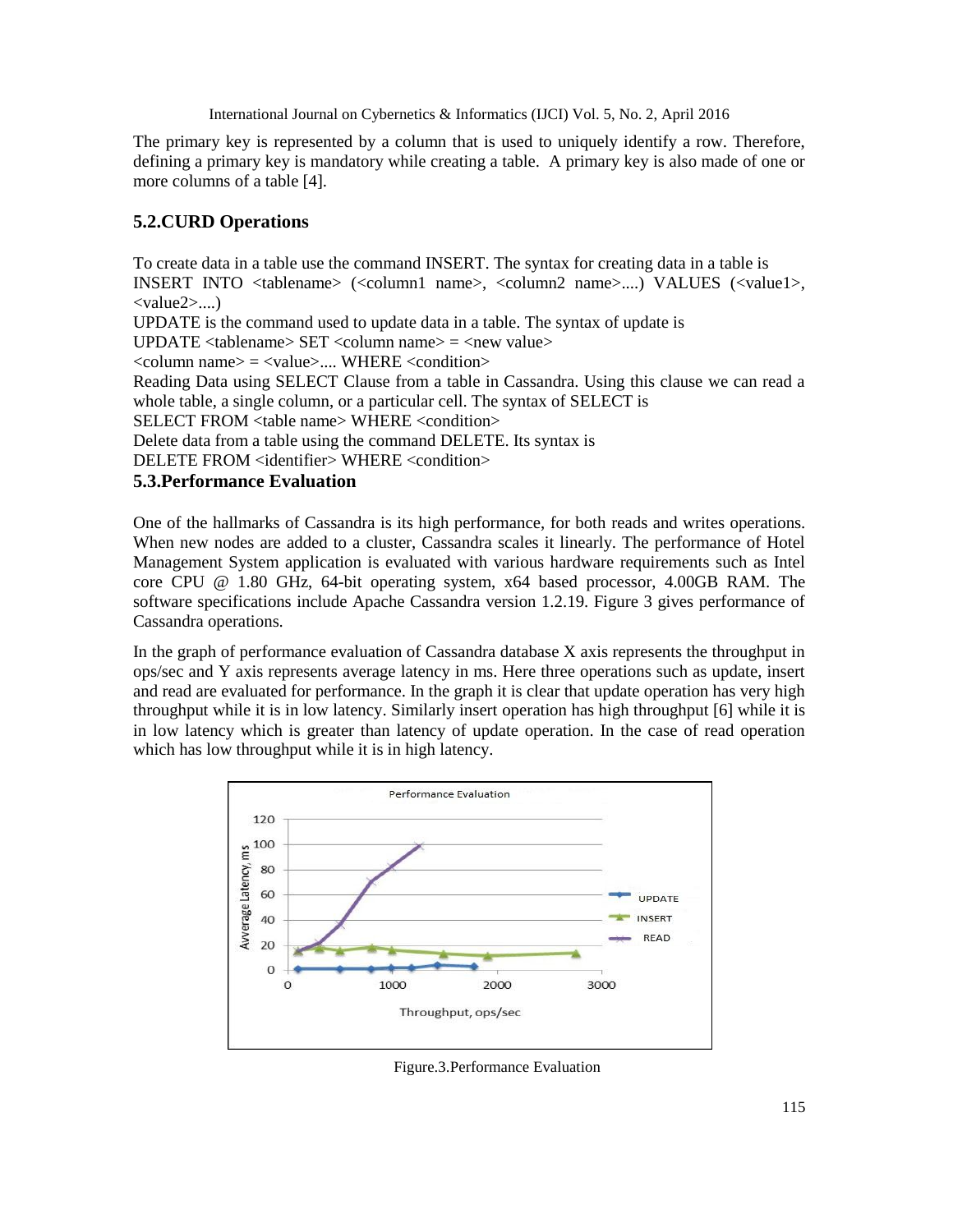The primary key is represented by a column that is used to uniquely identify a row. Therefore, defining a primary key is mandatory while creating a table. A primary key is also made of one or more columns of a table [4].

## 5.2.CURD Operations

To create data in a table use the command INSERT. The syntax for creating data in a table is
INSERT INTO <tablename> (<column1 name>, <column2 name>....) VALUES (<value1>, <value2>....)
UPDATE is the command used to update data in a table. The syntax of update is
UPDATE <tablename> SET <column name> = <new value>
<column name> = <value>.... WHERE <condition>
Reading Data using SELECT Clause from a table in Cassandra. Using this clause we can read a whole table, a single column, or a particular cell. The syntax of SELECT is
SELECT FROM <table name> WHERE <condition>
Delete data from a table using the command DELETE. Its syntax is
DELETE FROM <identifier> WHERE <condition>

## 5.3.Performance Evaluation

One of the hallmarks of Cassandra is its high performance, for both reads and writes operations. When new nodes are added to a cluster, Cassandra scales it linearly. The performance of Hotel Management System application is evaluated with various hardware requirements such as Intel core CPU @ 1.80 GHz, 64-bit operating system, x64 based processor, 4.00GB RAM. The software specifications include Apache Cassandra version 1.2.19. Figure 3 gives performance of Cassandra operations.

In the graph of performance evaluation of Cassandra database X axis represents the throughput in ops/sec and Y axis represents average latency in ms. Here three operations such as update, insert and read are evaluated for performance. In the graph it is clear that update operation has very high throughput while it is in low latency. Similarly insert operation has high throughput [6] while it is in low latency which is greater than latency of update operation. In the case of read operation which has low throughput while it is in high latency.

Figure.3.Performance Evaluation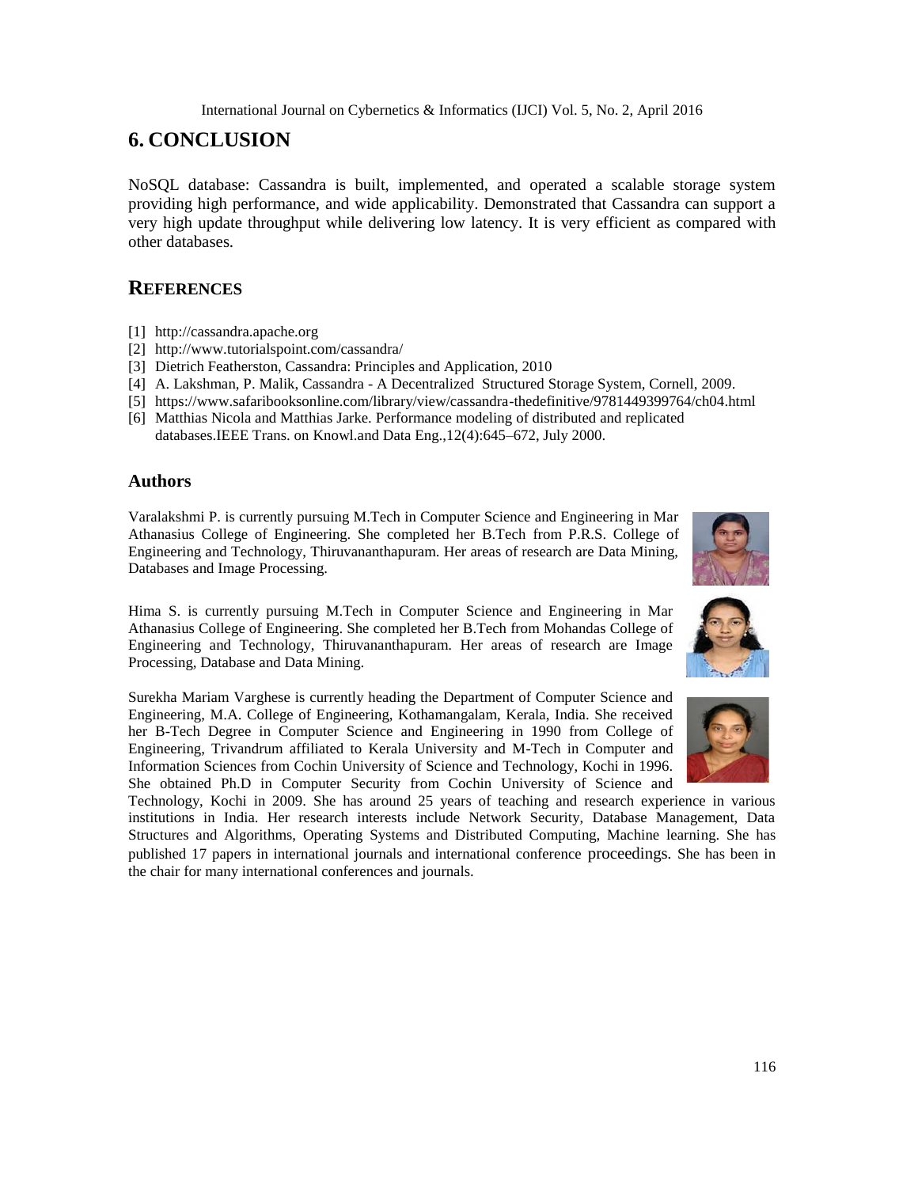## 6. CONCLUSION

NoSQL database: Cassandra is built, implemented, and operated a scalable storage system providing high performance, and wide applicability. Demonstrated that Cassandra can support a very high update throughput while delivering low latency. It is very efficient as compared with other databases.

## REFERENCES

[1] http://cassandra.apache.org
[2] http://www.tutorialspoint.com/cassandra/
[3] Dietrich Featherston, Cassandra: Principles and Application, 2010
[4] A. Lakshman, P. Malik, Cassandra - A Decentralized Structured Storage System, Cornell, 2009.
[5] https://www.safaribooksonline.com/library/view/cassandra-thedefinitive/9781449399764/ch04.html
[6] Matthias Nicola and Matthias Jarke. Performance modeling of distributed and replicated databases.IEEE Trans. on Knowl.and Data Eng.,12(4):645–672, July 2000.

### Authors

Varalakshmi P. is currently pursuing M.Tech in Computer Science and Engineering in Mar Athanasius College of Engineering. She completed her B.Tech from P.R.S. College of Engineering and Technology, Thiruvananthapuram. Her areas of research are Data Mining, Databases and Image Processing.

Hima S. is currently pursuing M.Tech in Computer Science and Engineering in Mar Athanasius College of Engineering. She completed her B.Tech from Mohandas College of Engineering and Technology, Thiruvananthapuram. Her areas of research are Image Processing, Database and Data Mining.

Surekha Mariam Varghese is currently heading the Department of Computer Science and Engineering, M.A. College of Engineering, Kothamangalam, Kerala, India. She received her B-Tech Degree in Computer Science and Engineering in 1990 from College of Engineering, Trivandrum affiliated to Kerala University and M-Tech in Computer and Information Sciences from Cochin University of Science and Technology, Kochi in 1996. She obtained Ph.D in Computer Security from Cochin University of Science and Technology, Kochi in 2009. She has around 25 years of teaching and research experience in various institutions in India. Her research interests include Network Security, Database Management, Data Structures and Algorithms, Operating Systems and Distributed Computing, Machine learning. She has published 17 papers in international journals and international conference proceedings. She has been in the chair for many international conferences and journals.